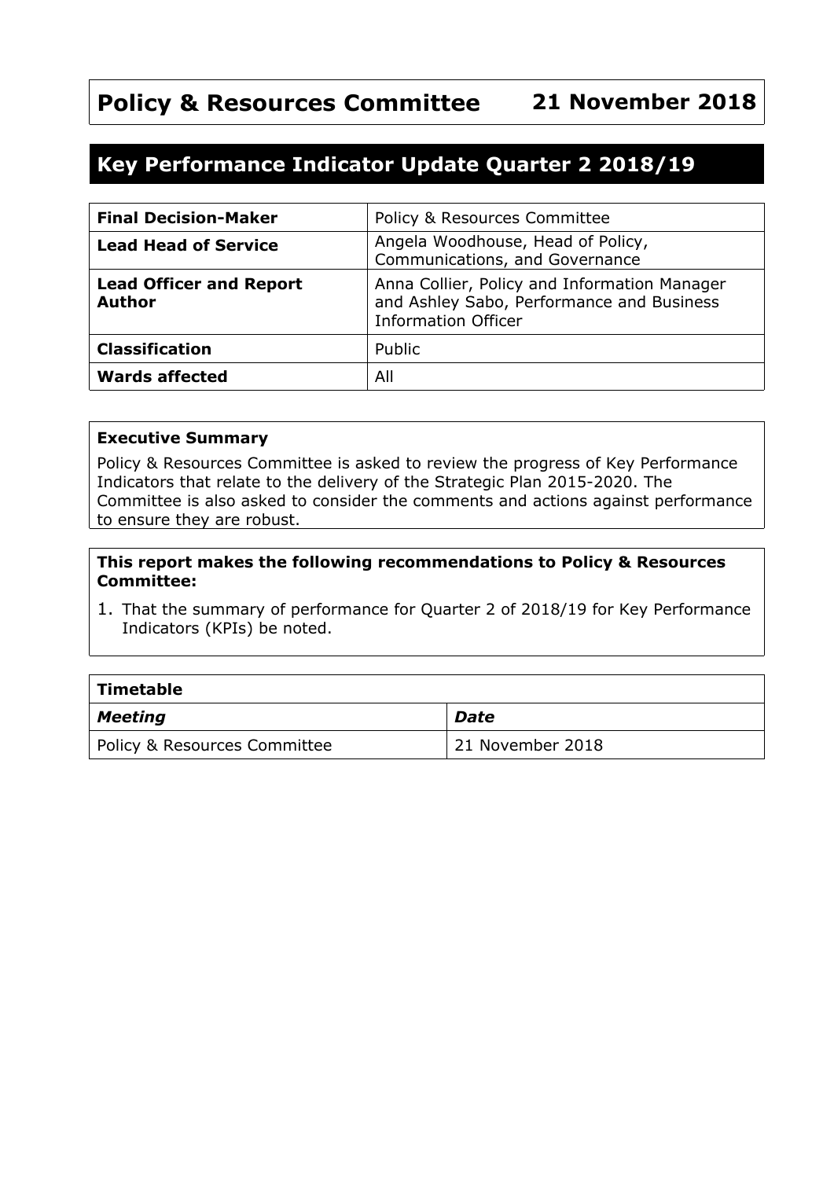# Policy & Resources Committee 21 November 2018

## Key Performance Indicator Update Quarter 2 2018/19

| **Final Decision-Maker** | Policy & Resources Committee |
|---|---|
| **Lead Head of Service** | Angela Woodhouse, Head of Policy, Communications, and Governance |
| **Lead Officer and Report Author** | Anna Collier, Policy and Information Manager and Ashley Sabo, Performance and Business Information Officer |
| **Classification** | Public |
| **Wards affected** | All |

**Executive Summary**

Policy & Resources Committee is asked to review the progress of Key Performance Indicators that relate to the delivery of the Strategic Plan 2015-2020. The Committee is also asked to consider the comments and actions against performance to ensure they are robust.

**This report makes the following recommendations to Policy & Resources Committee:**

1. That the summary of performance for Quarter 2 of 2018/19 for Key Performance Indicators (KPIs) be noted.

| **Timetable** | |
|---|---|
| ***Meeting*** | ***Date*** |
| Policy & Resources Committee | 21 November 2018 |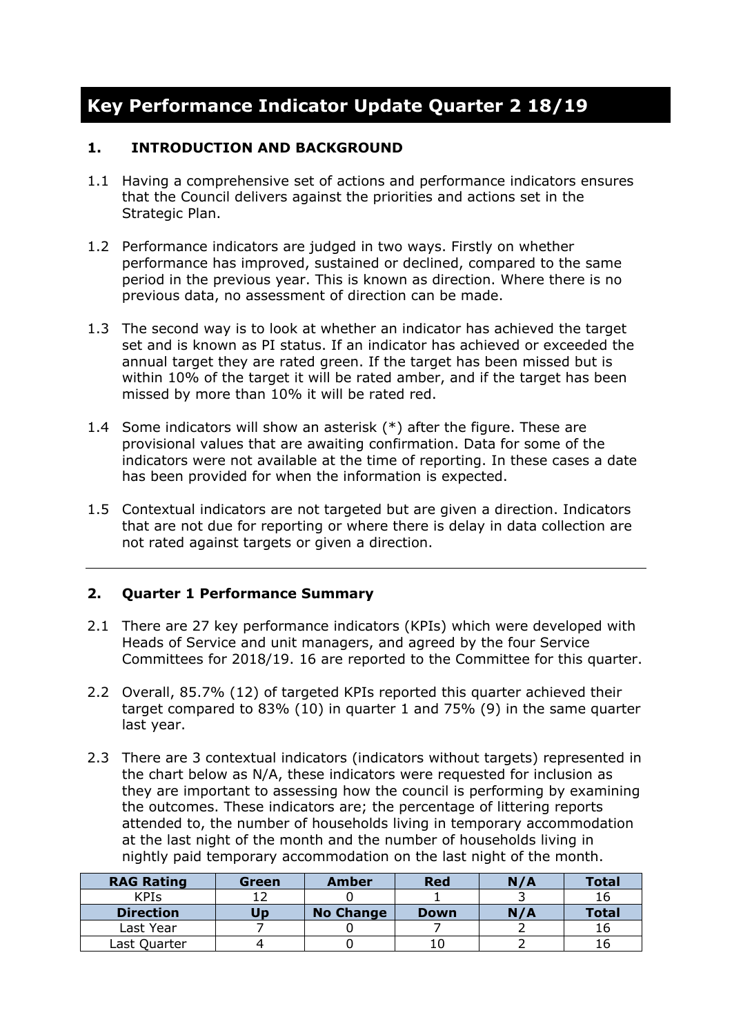# Key Performance Indicator Update Quarter 2 18/19

## 1. INTRODUCTION AND BACKGROUND

1.1 Having a comprehensive set of actions and performance indicators ensures that the Council delivers against the priorities and actions set in the Strategic Plan.

1.2 Performance indicators are judged in two ways. Firstly on whether performance has improved, sustained or declined, compared to the same period in the previous year. This is known as direction. Where there is no previous data, no assessment of direction can be made.

1.3 The second way is to look at whether an indicator has achieved the target set and is known as PI status. If an indicator has achieved or exceeded the annual target they are rated green. If the target has been missed but is within 10% of the target it will be rated amber, and if the target has been missed by more than 10% it will be rated red.

1.4 Some indicators will show an asterisk (*) after the figure. These are provisional values that are awaiting confirmation. Data for some of the indicators were not available at the time of reporting. In these cases a date has been provided for when the information is expected.

1.5 Contextual indicators are not targeted but are given a direction. Indicators that are not due for reporting or where there is delay in data collection are not rated against targets or given a direction.

---

## 2. Quarter 1 Performance Summary

2.1 There are 27 key performance indicators (KPIs) which were developed with Heads of Service and unit managers, and agreed by the four Service Committees for 2018/19. 16 are reported to the Committee for this quarter.

2.2 Overall, 85.7% (12) of targeted KPIs reported this quarter achieved their target compared to 83% (10) in quarter 1 and 75% (9) in the same quarter last year.

2.3 There are 3 contextual indicators (indicators without targets) represented in the chart below as N/A, these indicators were requested for inclusion as they are important to assessing how the council is performing by examining the outcomes. These indicators are; the percentage of littering reports attended to, the number of households living in temporary accommodation at the last night of the month and the number of households living in nightly paid temporary accommodation on the last night of the month.

| RAG Rating | Green | Amber | Red | N/A | Total |
|---|---|---|---|---|---|
| KPIs | 12 | 0 | 1 | 3 | 16 |
| **Direction** | **Up** | **No Change** | **Down** | **N/A** | **Total** |
| Last Year | 7 | 0 | 7 | 2 | 16 |
| Last Quarter | 4 | 0 | 10 | 2 | 16 |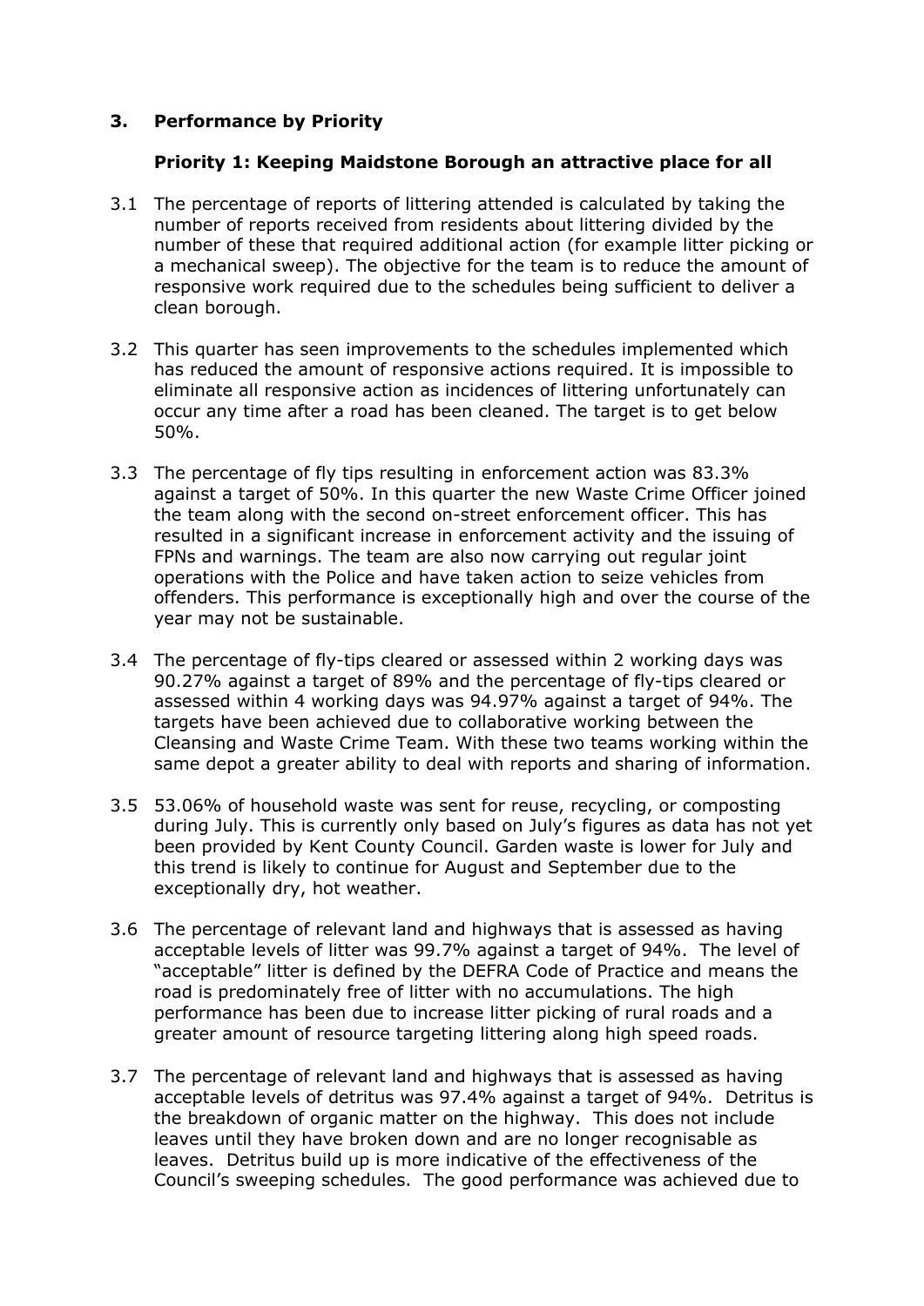## 3. Performance by Priority

### Priority 1: Keeping Maidstone Borough an attractive place for all

3.1 The percentage of reports of littering attended is calculated by taking the number of reports received from residents about littering divided by the number of these that required additional action (for example litter picking or a mechanical sweep). The objective for the team is to reduce the amount of responsive work required due to the schedules being sufficient to deliver a clean borough.

3.2 This quarter has seen improvements to the schedules implemented which has reduced the amount of responsive actions required. It is impossible to eliminate all responsive action as incidences of littering unfortunately can occur any time after a road has been cleaned. The target is to get below 50%.

3.3 The percentage of fly tips resulting in enforcement action was 83.3% against a target of 50%. In this quarter the new Waste Crime Officer joined the team along with the second on-street enforcement officer. This has resulted in a significant increase in enforcement activity and the issuing of FPNs and warnings. The team are also now carrying out regular joint operations with the Police and have taken action to seize vehicles from offenders. This performance is exceptionally high and over the course of the year may not be sustainable.

3.4 The percentage of fly-tips cleared or assessed within 2 working days was 90.27% against a target of 89% and the percentage of fly-tips cleared or assessed within 4 working days was 94.97% against a target of 94%. The targets have been achieved due to collaborative working between the Cleansing and Waste Crime Team. With these two teams working within the same depot a greater ability to deal with reports and sharing of information.

3.5 53.06% of household waste was sent for reuse, recycling, or composting during July. This is currently only based on July's figures as data has not yet been provided by Kent County Council. Garden waste is lower for July and this trend is likely to continue for August and September due to the exceptionally dry, hot weather.

3.6 The percentage of relevant land and highways that is assessed as having acceptable levels of litter was 99.7% against a target of 94%. The level of "acceptable" litter is defined by the DEFRA Code of Practice and means the road is predominately free of litter with no accumulations. The high performance has been due to increase litter picking of rural roads and a greater amount of resource targeting littering along high speed roads.

3.7 The percentage of relevant land and highways that is assessed as having acceptable levels of detritus was 97.4% against a target of 94%. Detritus is the breakdown of organic matter on the highway. This does not include leaves until they have broken down and are no longer recognisable as leaves. Detritus build up is more indicative of the effectiveness of the Council's sweeping schedules. The good performance was achieved due to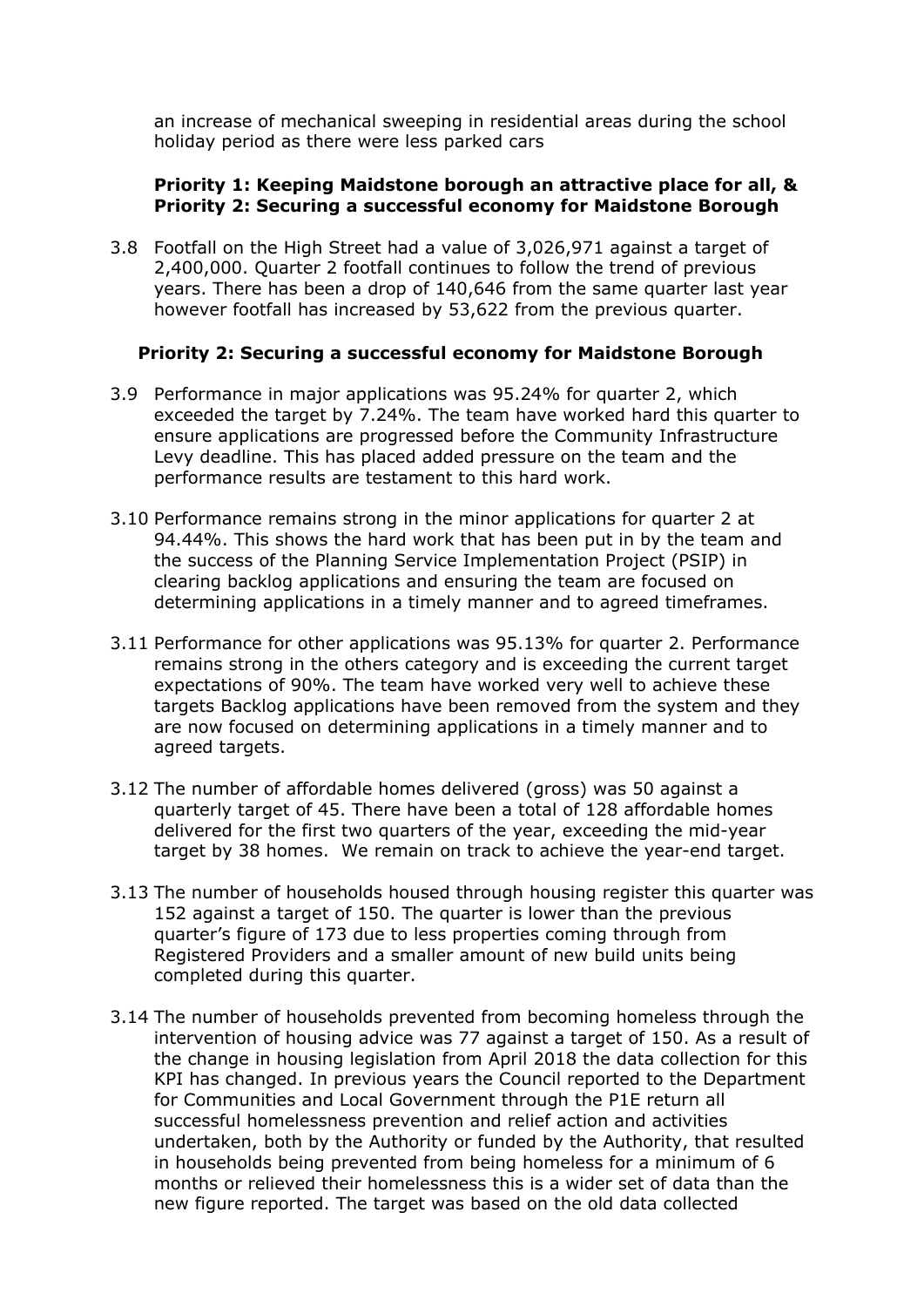an increase of mechanical sweeping in residential areas during the school holiday period as there were less parked cars

**Priority 1: Keeping Maidstone borough an attractive place for all, & Priority 2: Securing a successful economy for Maidstone Borough**

3.8 Footfall on the High Street had a value of 3,026,971 against a target of 2,400,000. Quarter 2 footfall continues to follow the trend of previous years. There has been a drop of 140,646 from the same quarter last year however footfall has increased by 53,622 from the previous quarter.

**Priority 2: Securing a successful economy for Maidstone Borough**

3.9 Performance in major applications was 95.24% for quarter 2, which exceeded the target by 7.24%. The team have worked hard this quarter to ensure applications are progressed before the Community Infrastructure Levy deadline. This has placed added pressure on the team and the performance results are testament to this hard work.

3.10 Performance remains strong in the minor applications for quarter 2 at 94.44%. This shows the hard work that has been put in by the team and the success of the Planning Service Implementation Project (PSIP) in clearing backlog applications and ensuring the team are focused on determining applications in a timely manner and to agreed timeframes.

3.11 Performance for other applications was 95.13% for quarter 2. Performance remains strong in the others category and is exceeding the current target expectations of 90%. The team have worked very well to achieve these targets Backlog applications have been removed from the system and they are now focused on determining applications in a timely manner and to agreed targets.

3.12 The number of affordable homes delivered (gross) was 50 against a quarterly target of 45. There have been a total of 128 affordable homes delivered for the first two quarters of the year, exceeding the mid-year target by 38 homes. We remain on track to achieve the year-end target.

3.13 The number of households housed through housing register this quarter was 152 against a target of 150. The quarter is lower than the previous quarter's figure of 173 due to less properties coming through from Registered Providers and a smaller amount of new build units being completed during this quarter.

3.14 The number of households prevented from becoming homeless through the intervention of housing advice was 77 against a target of 150. As a result of the change in housing legislation from April 2018 the data collection for this KPI has changed. In previous years the Council reported to the Department for Communities and Local Government through the P1E return all successful homelessness prevention and relief action and activities undertaken, both by the Authority or funded by the Authority, that resulted in households being prevented from being homeless for a minimum of 6 months or relieved their homelessness this is a wider set of data than the new figure reported. The target was based on the old data collected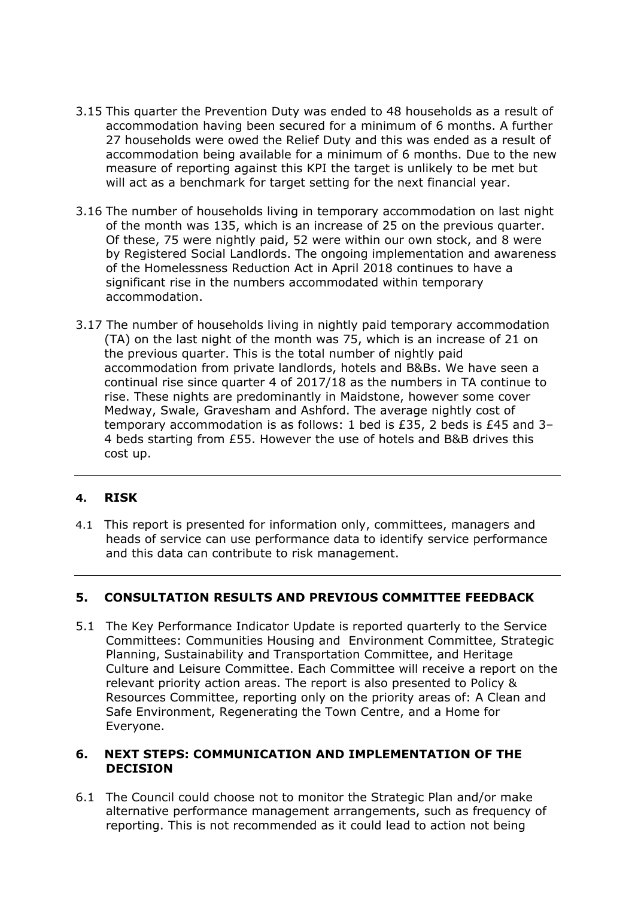3.15 This quarter the Prevention Duty was ended to 48 households as a result of accommodation having been secured for a minimum of 6 months. A further 27 households were owed the Relief Duty and this was ended as a result of accommodation being available for a minimum of 6 months. Due to the new measure of reporting against this KPI the target is unlikely to be met but will act as a benchmark for target setting for the next financial year.

3.16 The number of households living in temporary accommodation on last night of the month was 135, which is an increase of 25 on the previous quarter. Of these, 75 were nightly paid, 52 were within our own stock, and 8 were by Registered Social Landlords. The ongoing implementation and awareness of the Homelessness Reduction Act in April 2018 continues to have a significant rise in the numbers accommodated within temporary accommodation.

3.17 The number of households living in nightly paid temporary accommodation (TA) on the last night of the month was 75, which is an increase of 21 on the previous quarter. This is the total number of nightly paid accommodation from private landlords, hotels and B&Bs. We have seen a continual rise since quarter 4 of 2017/18 as the numbers in TA continue to rise. These nights are predominantly in Maidstone, however some cover Medway, Swale, Gravesham and Ashford. The average nightly cost of temporary accommodation is as follows: 1 bed is £35, 2 beds is £45 and 3–4 beds starting from £55. However the use of hotels and B&B drives this cost up.

---

## 4. RISK

4.1 This report is presented for information only, committees, managers and heads of service can use performance data to identify service performance and this data can contribute to risk management.

---

## 5. CONSULTATION RESULTS AND PREVIOUS COMMITTEE FEEDBACK

5.1 The Key Performance Indicator Update is reported quarterly to the Service Committees: Communities Housing and Environment Committee, Strategic Planning, Sustainability and Transportation Committee, and Heritage Culture and Leisure Committee. Each Committee will receive a report on the relevant priority action areas. The report is also presented to Policy & Resources Committee, reporting only on the priority areas of: A Clean and Safe Environment, Regenerating the Town Centre, and a Home for Everyone.

## 6. NEXT STEPS: COMMUNICATION AND IMPLEMENTATION OF THE DECISION

6.1 The Council could choose not to monitor the Strategic Plan and/or make alternative performance management arrangements, such as frequency of reporting. This is not recommended as it could lead to action not being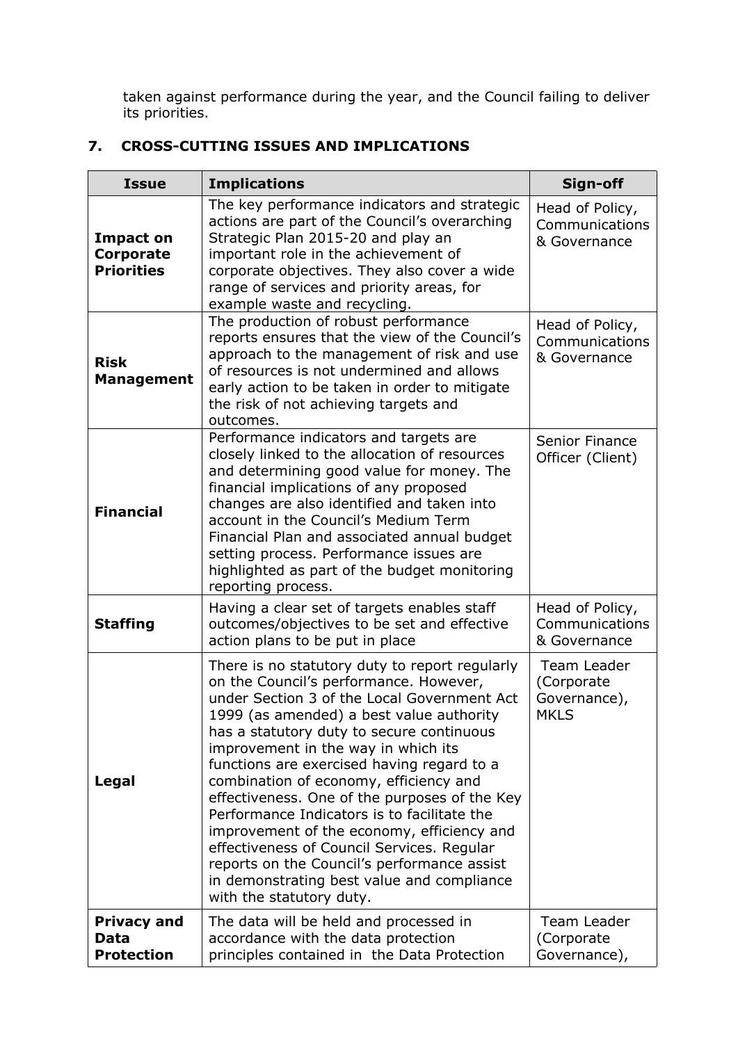taken against performance during the year, and the Council failing to deliver its priorities.

## 7. CROSS-CUTTING ISSUES AND IMPLICATIONS

| Issue | Implications | Sign-off |
|---|---|---|
| **Impact on Corporate Priorities** | The key performance indicators and strategic actions are part of the Council's overarching Strategic Plan 2015-20 and play an important role in the achievement of corporate objectives. They also cover a wide range of services and priority areas, for example waste and recycling. | Head of Policy, Communications & Governance |
| **Risk Management** | The production of robust performance reports ensures that the view of the Council's approach to the management of risk and use of resources is not undermined and allows early action to be taken in order to mitigate the risk of not achieving targets and outcomes. | Head of Policy, Communications & Governance |
| **Financial** | Performance indicators and targets are closely linked to the allocation of resources and determining good value for money. The financial implications of any proposed changes are also identified and taken into account in the Council's Medium Term Financial Plan and associated annual budget setting process. Performance issues are highlighted as part of the budget monitoring reporting process. | Senior Finance Officer (Client) |
| **Staffing** | Having a clear set of targets enables staff outcomes/objectives to be set and effective action plans to be put in place | Head of Policy, Communications & Governance |
| **Legal** | There is no statutory duty to report regularly on the Council's performance. However, under Section 3 of the Local Government Act 1999 (as amended) a best value authority has a statutory duty to secure continuous improvement in the way in which its functions are exercised having regard to a combination of economy, efficiency and effectiveness. One of the purposes of the Key Performance Indicators is to facilitate the improvement of the economy, efficiency and effectiveness of Council Services. Regular reports on the Council's performance assist in demonstrating best value and compliance with the statutory duty. | Team Leader (Corporate Governance), MKLS |
| **Privacy and Data Protection** | The data will be held and processed in accordance with the data protection principles contained in the Data Protection | Team Leader (Corporate Governance), |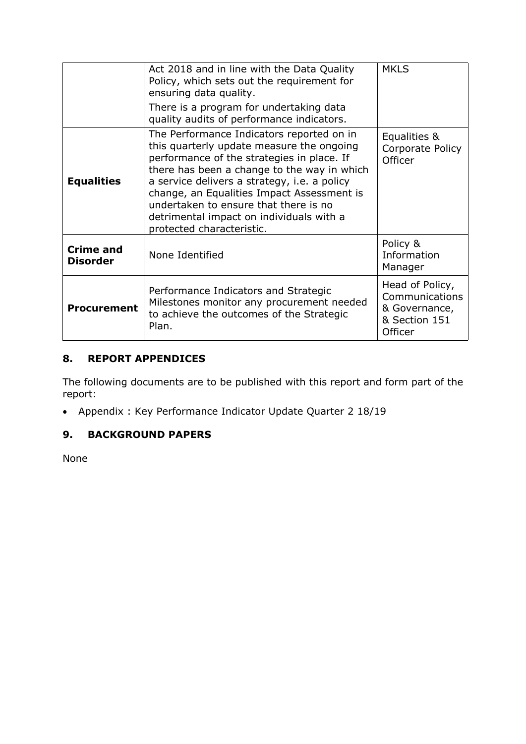| | | |
|---|---|---|
| | Act 2018 and in line with the Data Quality Policy, which sets out the requirement for ensuring data quality.<br>There is a program for undertaking data quality audits of performance indicators. | MKLS |
| **Equalities** | The Performance Indicators reported on in this quarterly update measure the ongoing performance of the strategies in place. If there has been a change to the way in which a service delivers a strategy, i.e. a policy change, an Equalities Impact Assessment is undertaken to ensure that there is no detrimental impact on individuals with a protected characteristic. | Equalities & Corporate Policy Officer |
| **Crime and Disorder** | None Identified | Policy & Information Manager |
| **Procurement** | Performance Indicators and Strategic Milestones monitor any procurement needed to achieve the outcomes of the Strategic Plan. | Head of Policy, Communications & Governance, & Section 151 Officer |

## 8. REPORT APPENDICES

The following documents are to be published with this report and form part of the report:

- Appendix : Key Performance Indicator Update Quarter 2 18/19

## 9. BACKGROUND PAPERS

None